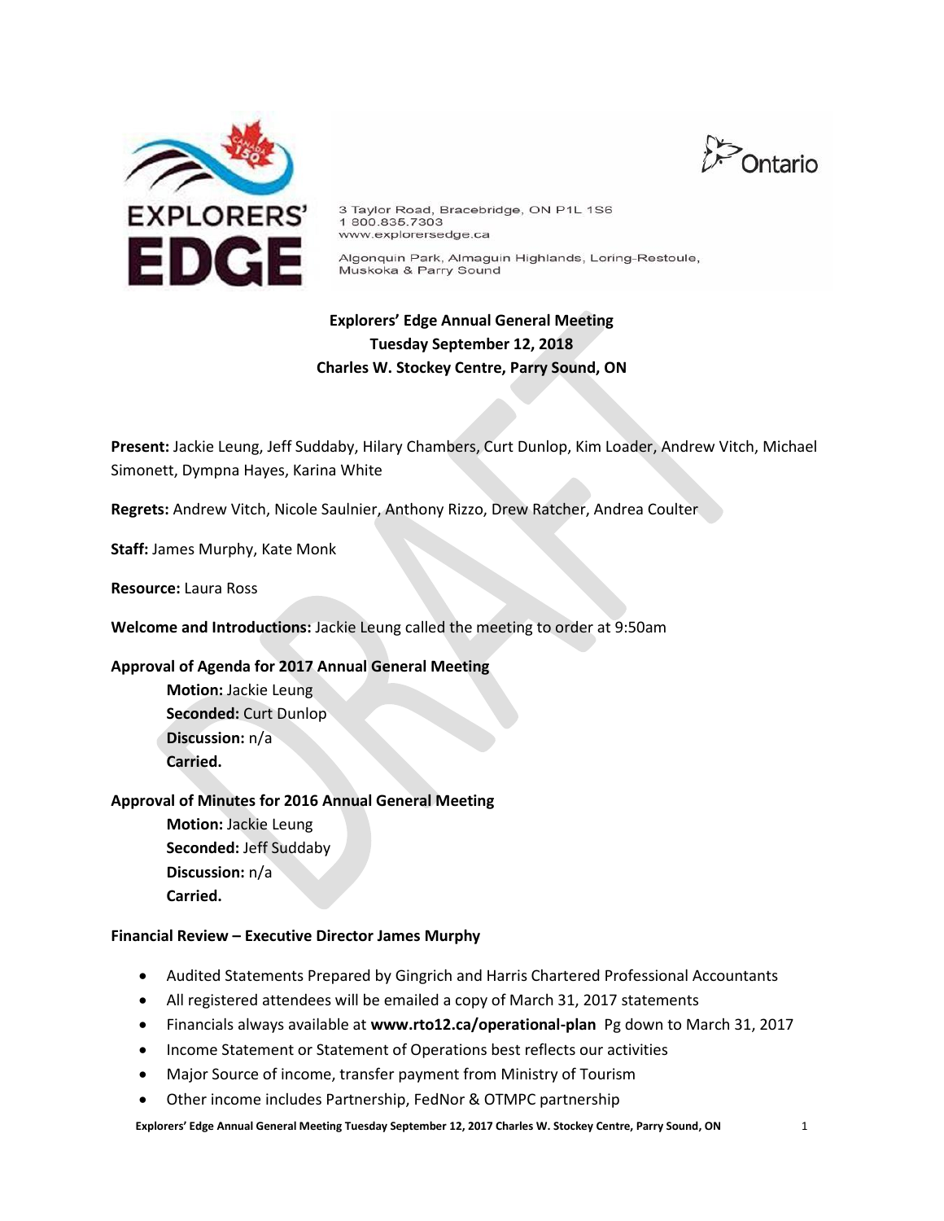3 Taylor Road, Bracebridge, ON P1L 1S6
1 800.835.7303
www.explorersedge.ca

Algonquin Park, Almaguin Highlands, Loring-Restoule, Muskoka & Parry Sound

**Explorers' Edge Annual General Meeting**
**Tuesday September 12, 2018**
**Charles W. Stockey Centre, Parry Sound, ON**

**Present:** Jackie Leung, Jeff Suddaby, Hilary Chambers, Curt Dunlop, Kim Loader, Andrew Vitch, Michael Simonett, Dympna Hayes, Karina White

**Regrets:** Andrew Vitch, Nicole Saulnier, Anthony Rizzo, Drew Ratcher, Andrea Coulter

**Staff:** James Murphy, Kate Monk

**Resource:** Laura Ross

**Welcome and Introductions:** Jackie Leung called the meeting to order at 9:50am

**Approval of Agenda for 2017 Annual General Meeting**

> **Motion:** Jackie Leung
> **Seconded:** Curt Dunlop
> **Discussion:** n/a
> **Carried.**

**Approval of Minutes for 2016 Annual General Meeting**

> **Motion:** Jackie Leung
> **Seconded:** Jeff Suddaby
> **Discussion:** n/a
> **Carried.**

**Financial Review – Executive Director James Murphy**

- Audited Statements Prepared by Gingrich and Harris Chartered Professional Accountants
- All registered attendees will be emailed a copy of March 31, 2017 statements
- Financials always available at **www.rto12.ca/operational-plan** Pg down to March 31, 2017
- Income Statement or Statement of Operations best reflects our activities
- Major Source of income, transfer payment from Ministry of Tourism
- Other income includes Partnership, FedNor & OTMPC partnership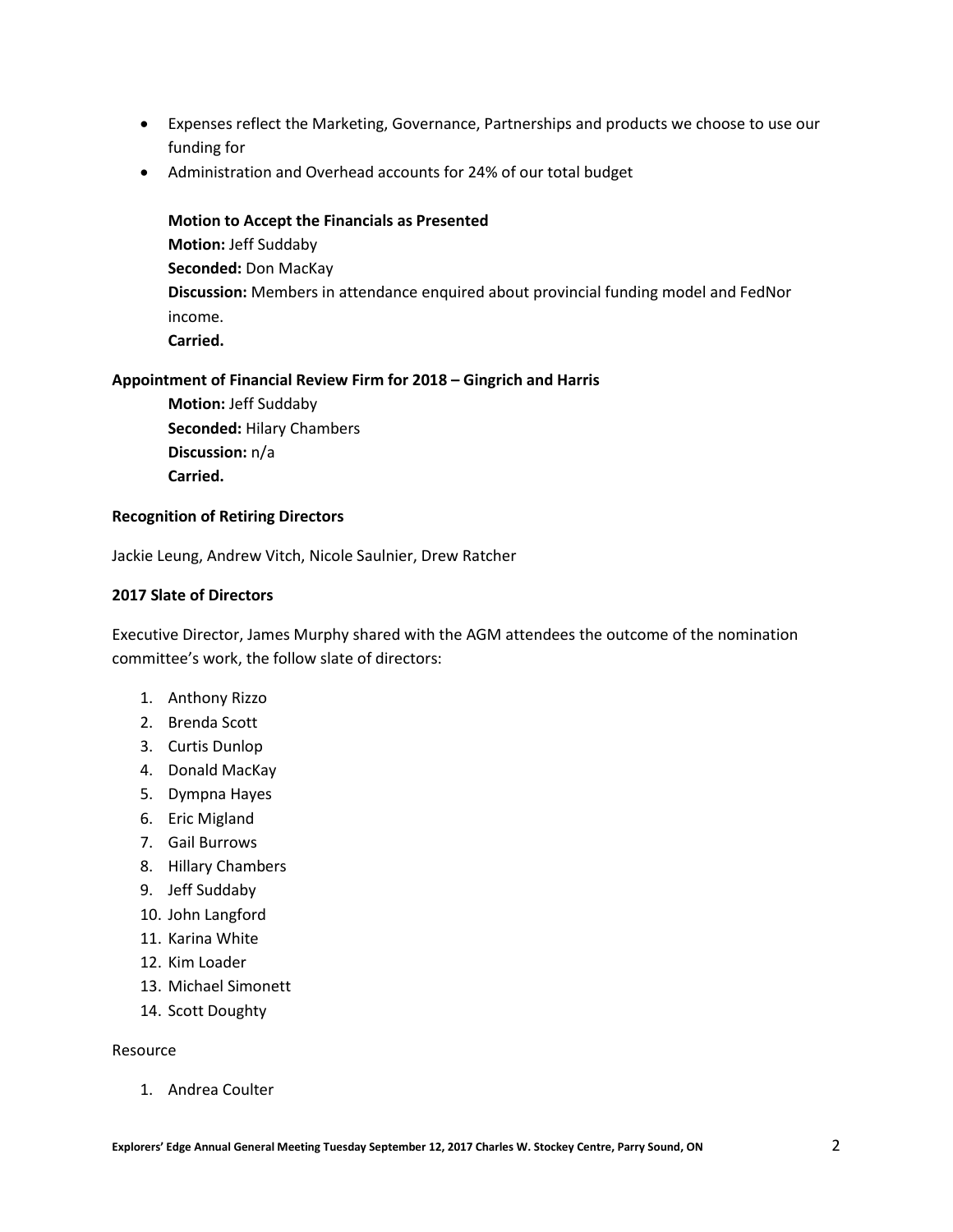- Expenses reflect the Marketing, Governance, Partnerships and products we choose to use our funding for
- Administration and Overhead accounts for 24% of our total budget

> **Motion to Accept the Financials as Presented**
> **Motion:** Jeff Suddaby
> **Seconded:** Don MacKay
> **Discussion:** Members in attendance enquired about provincial funding model and FedNor income.
> **Carried.**

**Appointment of Financial Review Firm for 2018 – Gingrich and Harris**

> **Motion:** Jeff Suddaby
> **Seconded:** Hilary Chambers
> **Discussion:** n/a
> **Carried.**

**Recognition of Retiring Directors**

Jackie Leung, Andrew Vitch, Nicole Saulnier, Drew Ratcher

**2017 Slate of Directors**

Executive Director, James Murphy shared with the AGM attendees the outcome of the nomination committee's work, the follow slate of directors:

1. Anthony Rizzo
2. Brenda Scott
3. Curtis Dunlop
4. Donald MacKay
5. Dympna Hayes
6. Eric Migland
7. Gail Burrows
8. Hillary Chambers
9. Jeff Suddaby
10. John Langford
11. Karina White
12. Kim Loader
13. Michael Simonett
14. Scott Doughty

Resource

1. Andrea Coulter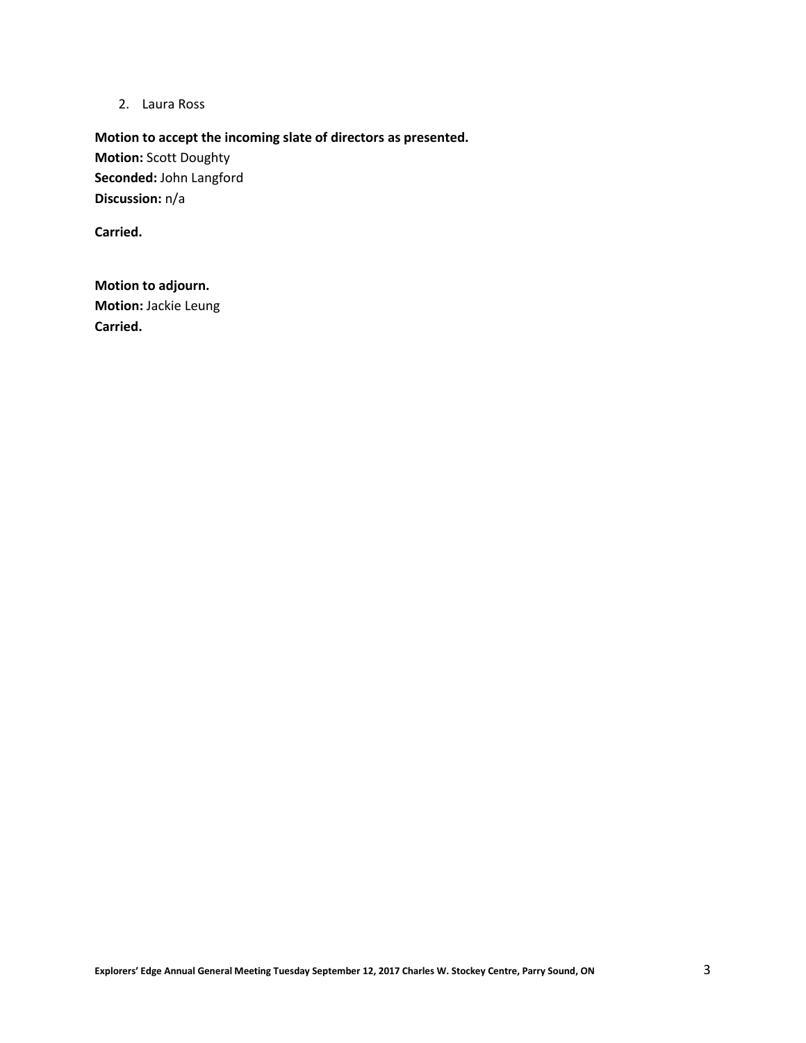2. Laura Ross

**Motion to accept the incoming slate of directors as presented.**
**Motion:** Scott Doughty
**Seconded:** John Langford
**Discussion:** n/a

**Carried.**

**Motion to adjourn.**
**Motion:** Jackie Leung
**Carried.**